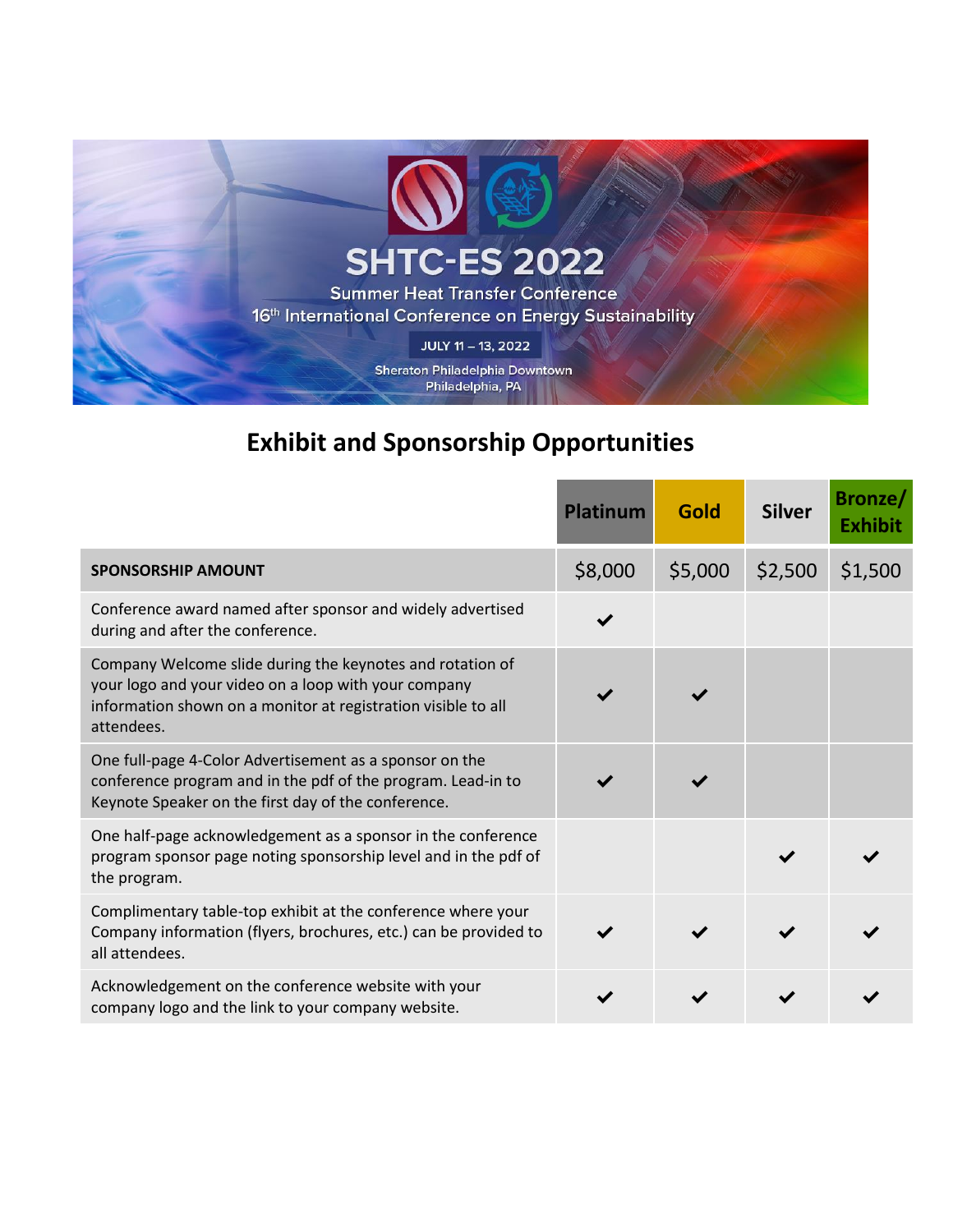# SHTC-ES 2022

Summer Heat Transfer Conference

16th International Conference on Energy Sustainability

JULY 11 – 13, 2022

Sheraton Philadelphia Downtown
Philadelphia, PA

## Exhibit and Sponsorship Opportunities

| | Platinum | Gold | Silver | Bronze/ Exhibit |
|---|---|---|---|---|
| **SPONSORSHIP AMOUNT** | $8,000 | $5,000 | $2,500 | $1,500 |
| Conference award named after sponsor and widely advertised during and after the conference. | ✔ | | | |
| Company Welcome slide during the keynotes and rotation of your logo and your video on a loop with your company information shown on a monitor at registration visible to all attendees. | ✔ | ✔ | | |
| One full-page 4-Color Advertisement as a sponsor on the conference program and in the pdf of the program. Lead-in to Keynote Speaker on the first day of the conference. | ✔ | ✔ | | |
| One half-page acknowledgement as a sponsor in the conference program sponsor page noting sponsorship level and in the pdf of the program. | | | ✔ | ✔ |
| Complimentary table-top exhibit at the conference where your Company information (flyers, brochures, etc.) can be provided to all attendees. | ✔ | ✔ | ✔ | ✔ |
| Acknowledgement on the conference website with your company logo and the link to your company website. | ✔ | ✔ | ✔ | ✔ |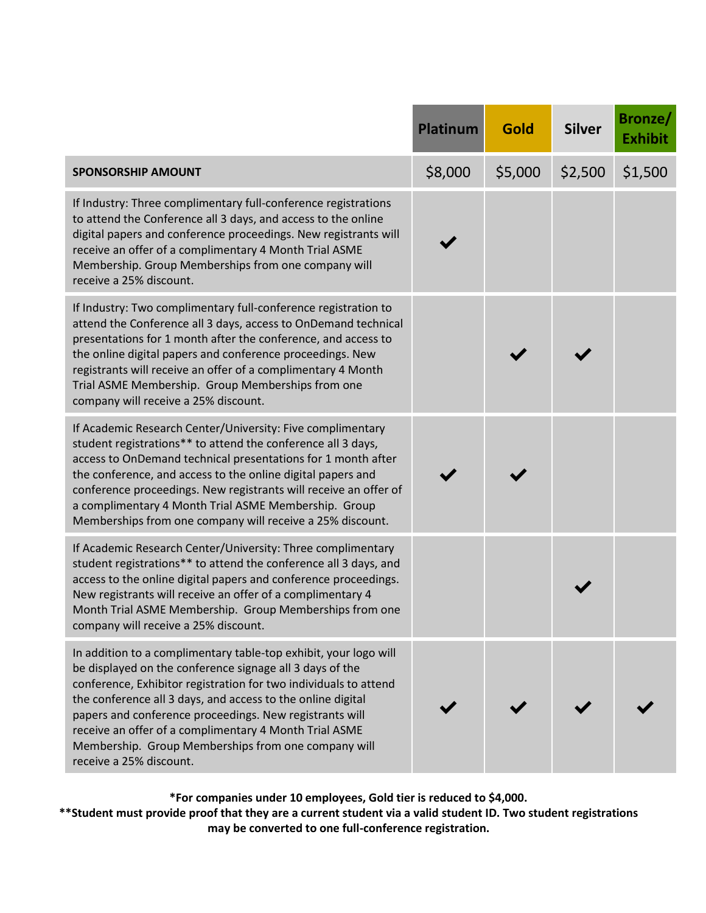| | Platinum | Gold | Silver | Bronze/ Exhibit |
|---|---|---|---|---|
| **SPONSORSHIP AMOUNT** | $8,000 | $5,000 | $2,500 | $1,500 |
| If Industry: Three complimentary full-conference registrations to attend the Conference all 3 days, and access to the online digital papers and conference proceedings. New registrants will receive an offer of a complimentary 4 Month Trial ASME Membership. Group Memberships from one company will receive a 25% discount. | ✔ | | | |
| If Industry: Two complimentary full-conference registration to attend the Conference all 3 days, access to OnDemand technical presentations for 1 month after the conference, and access to the online digital papers and conference proceedings. New registrants will receive an offer of a complimentary 4 Month Trial ASME Membership. Group Memberships from one company will receive a 25% discount. | | ✔ | ✔ | |
| If Academic Research Center/University: Five complimentary student registrations** to attend the conference all 3 days, access to OnDemand technical presentations for 1 month after the conference, and access to the online digital papers and conference proceedings. New registrants will receive an offer of a complimentary 4 Month Trial ASME Membership. Group Memberships from one company will receive a 25% discount. | ✔ | ✔ | | |
| If Academic Research Center/University: Three complimentary student registrations** to attend the conference all 3 days, and access to the online digital papers and conference proceedings. New registrants will receive an offer of a complimentary 4 Month Trial ASME Membership. Group Memberships from one company will receive a 25% discount. | | | ✔ | |
| In addition to a complimentary table-top exhibit, your logo will be displayed on the conference signage all 3 days of the conference, Exhibitor registration for two individuals to attend the conference all 3 days, and access to the online digital papers and conference proceedings. New registrants will receive an offer of a complimentary 4 Month Trial ASME Membership. Group Memberships from one company will receive a 25% discount. | ✔ | ✔ | ✔ | ✔ |

**\*For companies under 10 employees, Gold tier is reduced to $4,000.**

**\*\*Student must provide proof that they are a current student via a valid student ID. Two student registrations may be converted to one full-conference registration.**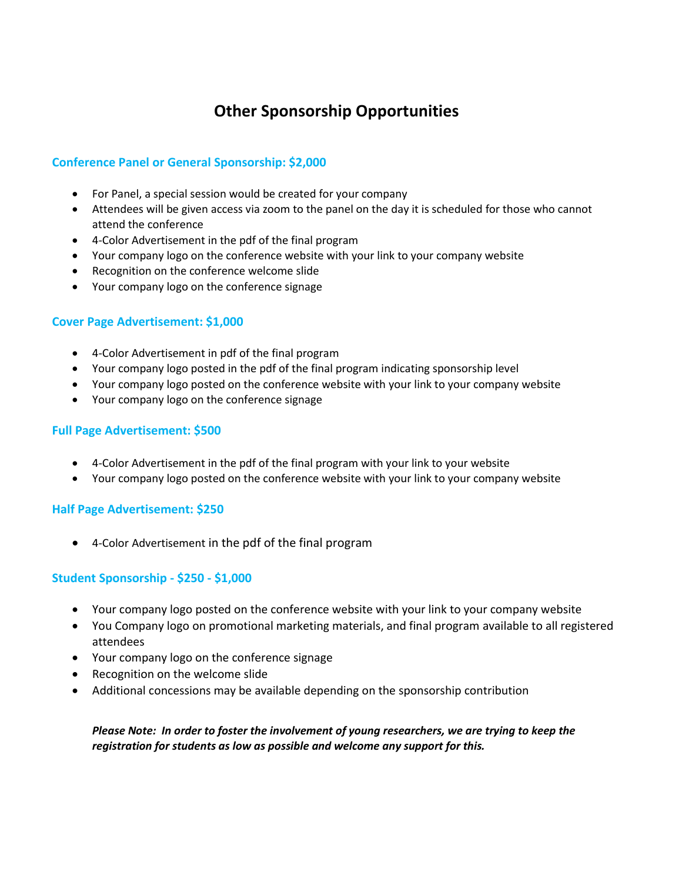# Other Sponsorship Opportunities

### Conference Panel or General Sponsorship: $2,000

- For Panel, a special session would be created for your company
- Attendees will be given access via zoom to the panel on the day it is scheduled for those who cannot attend the conference
- 4-Color Advertisement in the pdf of the final program
- Your company logo on the conference website with your link to your company website
- Recognition on the conference welcome slide
- Your company logo on the conference signage

### Cover Page Advertisement: $1,000

- 4-Color Advertisement in pdf of the final program
- Your company logo posted in the pdf of the final program indicating sponsorship level
- Your company logo posted on the conference website with your link to your company website
- Your company logo on the conference signage

### Full Page Advertisement: $500

- 4-Color Advertisement in the pdf of the final program with your link to your website
- Your company logo posted on the conference website with your link to your company website

### Half Page Advertisement: $250

- 4-Color Advertisement in the pdf of the final program

### Student Sponsorship - $250 - $1,000

- Your company logo posted on the conference website with your link to your company website
- You Company logo on promotional marketing materials, and final program available to all registered attendees
- Your company logo on the conference signage
- Recognition on the welcome slide
- Additional concessions may be available depending on the sponsorship contribution

***Please Note: In order to foster the involvement of young researchers, we are trying to keep the registration for students as low as possible and welcome any support for this.***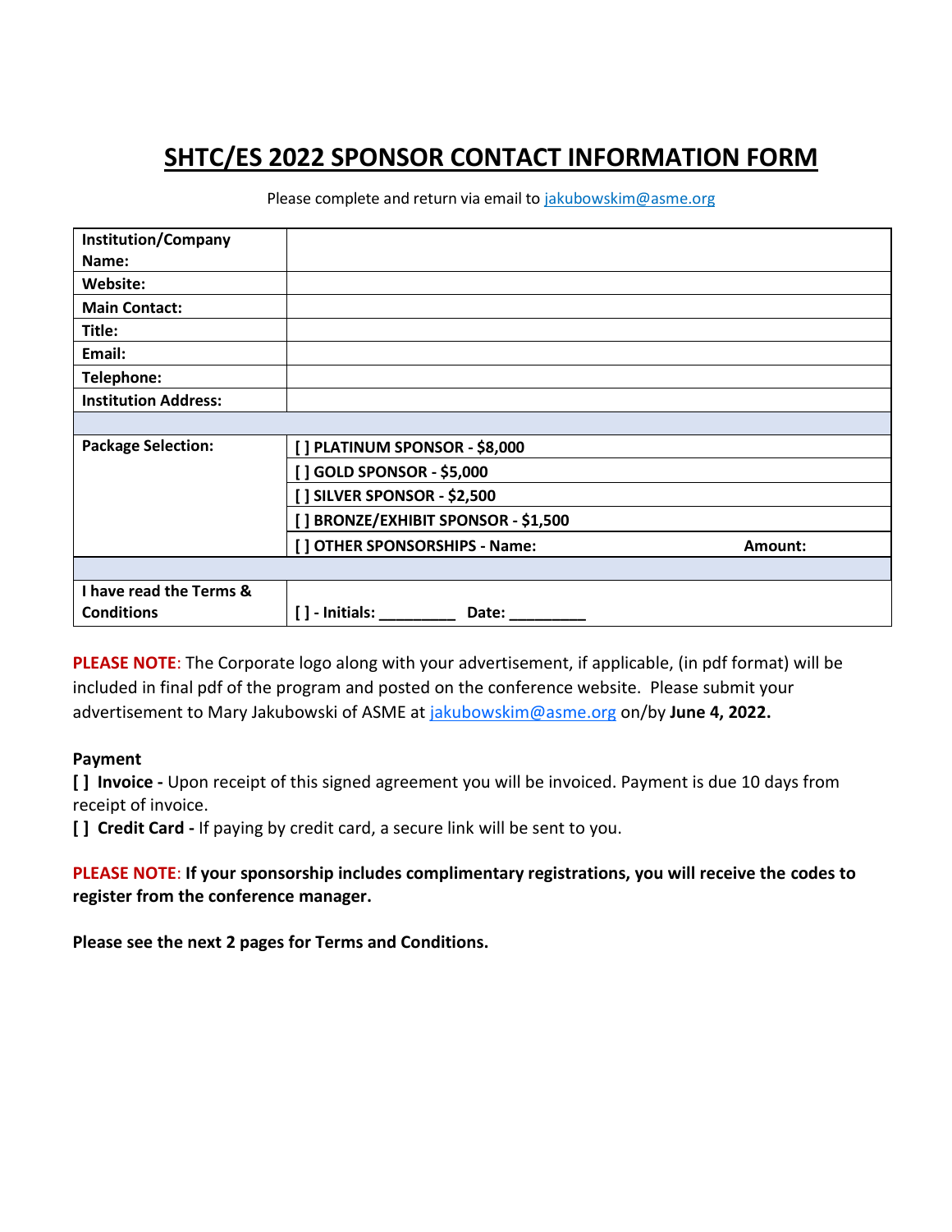# SHTC/ES 2022 SPONSOR CONTACT INFORMATION FORM

Please complete and return via email to jakubowskim@asme.org

| | |
|---|---|
| **Institution/Company Name:** | |
| **Website:** | |
| **Main Contact:** | |
| **Title:** | |
| **Email:** | |
| **Telephone:** | |
| **Institution Address:** | |
| | |
| **Package Selection:** | **[ ] PLATINUM SPONSOR - $8,000** |
| | **[ ] GOLD SPONSOR - $5,000** |
| | **[ ] SILVER SPONSOR - $2,500** |
| | **[ ] BRONZE/EXHIBIT SPONSOR - $1,500** |
| | **[ ] OTHER SPONSORSHIPS - Name: Amount:** |
| | |
| **I have read the Terms & Conditions** | **[ ] - Initials: _________ Date: _________** |

**PLEASE NOTE**: The Corporate logo along with your advertisement, if applicable, (in pdf format) will be included in final pdf of the program and posted on the conference website. Please submit your advertisement to Mary Jakubowski of ASME at jakubowskim@asme.org on/by **June 4, 2022.**

**Payment**

**[ ] Invoice -** Upon receipt of this signed agreement you will be invoiced. Payment is due 10 days from receipt of invoice.

**[ ] Credit Card -** If paying by credit card, a secure link will be sent to you.

**PLEASE NOTE**: **If your sponsorship includes complimentary registrations, you will receive the codes to register from the conference manager.**

**Please see the next 2 pages for Terms and Conditions.**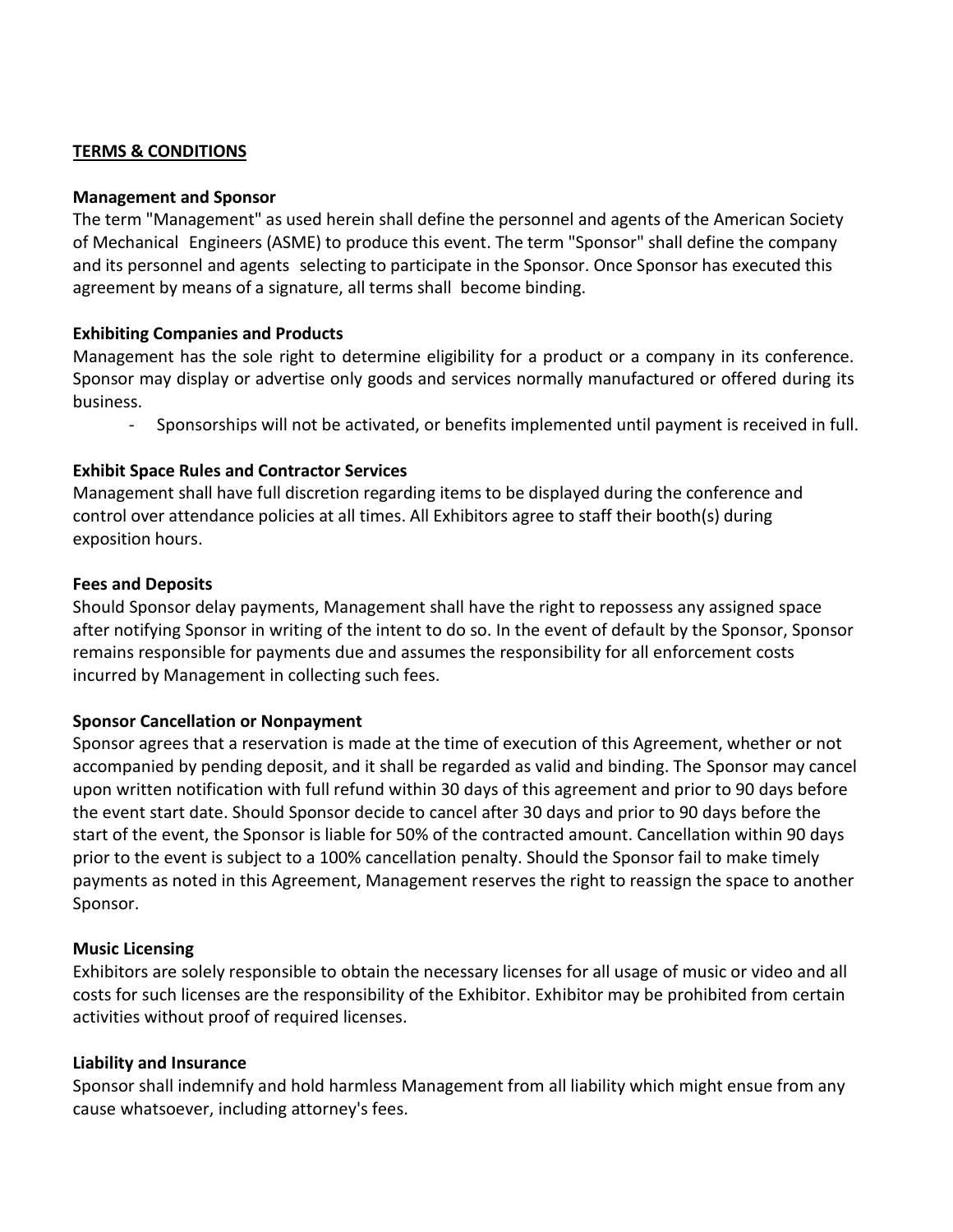**TERMS & CONDITIONS**

**Management and Sponsor**

The term "Management" as used herein shall define the personnel and agents of the American Society of Mechanical Engineers (ASME) to produce this event. The term "Sponsor" shall define the company and its personnel and agents selecting to participate in the Sponsor. Once Sponsor has executed this agreement by means of a signature, all terms shall become binding.

**Exhibiting Companies and Products**

Management has the sole right to determine eligibility for a product or a company in its conference. Sponsor may display or advertise only goods and services normally manufactured or offered during its business.

- Sponsorships will not be activated, or benefits implemented until payment is received in full.

**Exhibit Space Rules and Contractor Services**

Management shall have full discretion regarding items to be displayed during the conference and control over attendance policies at all times. All Exhibitors agree to staff their booth(s) during exposition hours.

**Fees and Deposits**

Should Sponsor delay payments, Management shall have the right to repossess any assigned space after notifying Sponsor in writing of the intent to do so. In the event of default by the Sponsor, Sponsor remains responsible for payments due and assumes the responsibility for all enforcement costs incurred by Management in collecting such fees.

**Sponsor Cancellation or Nonpayment**

Sponsor agrees that a reservation is made at the time of execution of this Agreement, whether or not accompanied by pending deposit, and it shall be regarded as valid and binding. The Sponsor may cancel upon written notification with full refund within 30 days of this agreement and prior to 90 days before the event start date. Should Sponsor decide to cancel after 30 days and prior to 90 days before the start of the event, the Sponsor is liable for 50% of the contracted amount. Cancellation within 90 days prior to the event is subject to a 100% cancellation penalty. Should the Sponsor fail to make timely payments as noted in this Agreement, Management reserves the right to reassign the space to another Sponsor.

**Music Licensing**

Exhibitors are solely responsible to obtain the necessary licenses for all usage of music or video and all costs for such licenses are the responsibility of the Exhibitor. Exhibitor may be prohibited from certain activities without proof of required licenses.

**Liability and Insurance**

Sponsor shall indemnify and hold harmless Management from all liability which might ensue from any cause whatsoever, including attorney's fees.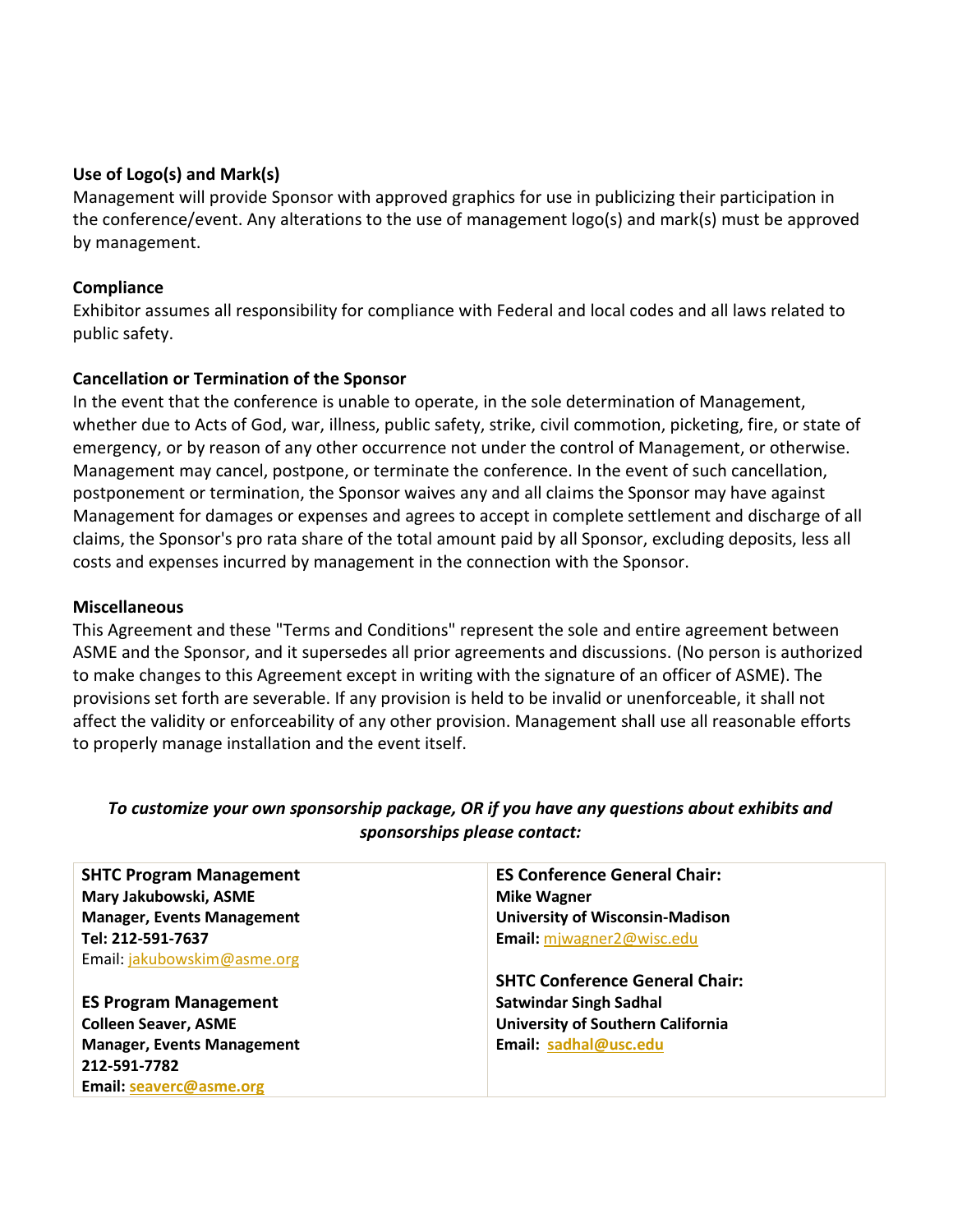**Use of Logo(s) and Mark(s)**
Management will provide Sponsor with approved graphics for use in publicizing their participation in the conference/event. Any alterations to the use of management logo(s) and mark(s) must be approved by management.

**Compliance**
Exhibitor assumes all responsibility for compliance with Federal and local codes and all laws related to public safety.

**Cancellation or Termination of the Sponsor**
In the event that the conference is unable to operate, in the sole determination of Management, whether due to Acts of God, war, illness, public safety, strike, civil commotion, picketing, fire, or state of emergency, or by reason of any other occurrence not under the control of Management, or otherwise. Management may cancel, postpone, or terminate the conference. In the event of such cancellation, postponement or termination, the Sponsor waives any and all claims the Sponsor may have against Management for damages or expenses and agrees to accept in complete settlement and discharge of all claims, the Sponsor's pro rata share of the total amount paid by all Sponsor, excluding deposits, less all costs and expenses incurred by management in the connection with the Sponsor.

**Miscellaneous**
This Agreement and these "Terms and Conditions" represent the sole and entire agreement between ASME and the Sponsor, and it supersedes all prior agreements and discussions. (No person is authorized to make changes to this Agreement except in writing with the signature of an officer of ASME). The provisions set forth are severable. If any provision is held to be invalid or unenforceable, it shall not affect the validity or enforceability of any other provision. Management shall use all reasonable efforts to properly manage installation and the event itself.

***To customize your own sponsorship package, OR if you have any questions about exhibits and sponsorships please contact:***

| | |
|---|---|
| **SHTC Program Management**<br>**Mary Jakubowski, ASME**<br>**Manager, Events Management**<br>**Tel: 212-591-7637**<br>Email: jakubowskim@asme.org<br><br>**ES Program Management**<br>**Colleen Seaver, ASME**<br>**Manager, Events Management**<br>**212-591-7782**<br>**Email: seaverc@asme.org** | **ES Conference General Chair:**<br>**Mike Wagner**<br>**University of Wisconsin-Madison**<br>**Email:** mjwagner2@wisc.edu<br><br>**SHTC Conference General Chair:**<br>**Satwindar Singh Sadhal**<br>**University of Southern California**<br>**Email: sadhal@usc.edu** |